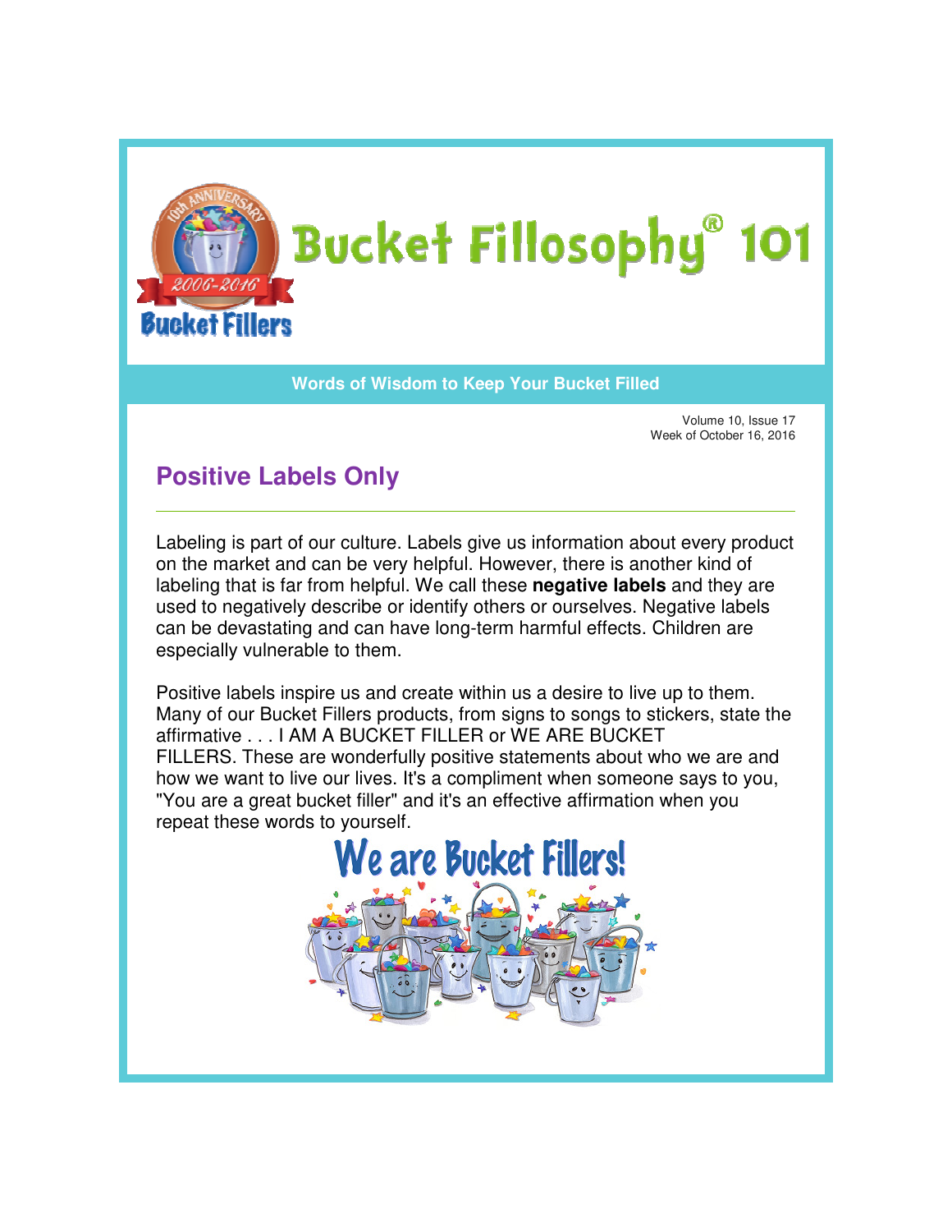# Bucket Fillosophy® 101

**Words of Wisdom to Keep Your Bucket Filled**

Volume 10, Issue 17
Week of October 16, 2016

## Positive Labels Only

Labeling is part of our culture. Labels give us information about every product on the market and can be very helpful. However, there is another kind of labeling that is far from helpful. We call these **negative labels** and they are used to negatively describe or identify others or ourselves. Negative labels can be devastating and can have long-term harmful effects. Children are especially vulnerable to them.

Positive labels inspire us and create within us a desire to live up to them. Many of our Bucket Fillers products, from signs to songs to stickers, state the affirmative . . . I AM A BUCKET FILLER or WE ARE BUCKET FILLERS. These are wonderfully positive statements about who we are and how we want to live our lives. It's a compliment when someone says to you, "You are a great bucket filler" and it's an effective affirmation when you repeat these words to yourself.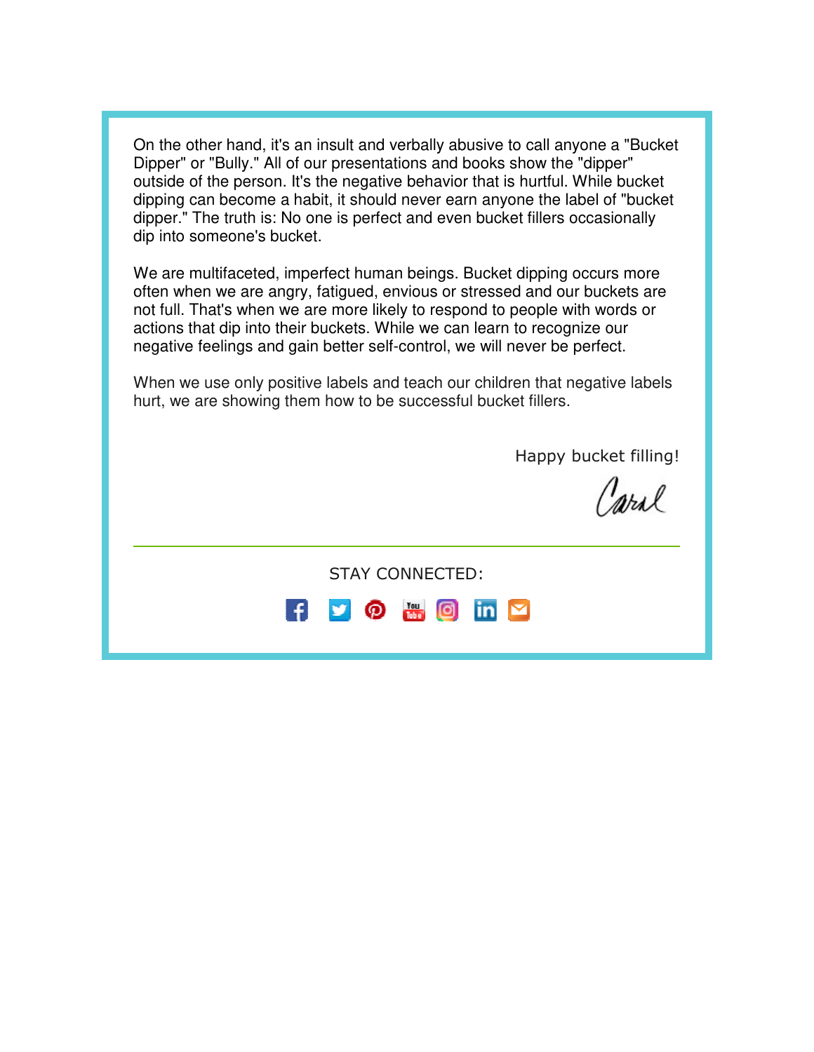On the other hand, it's an insult and verbally abusive to call anyone a "Bucket Dipper" or "Bully." All of our presentations and books show the "dipper" outside of the person. It's the negative behavior that is hurtful. While bucket dipping can become a habit, it should never earn anyone the label of "bucket dipper." The truth is: No one is perfect and even bucket fillers occasionally dip into someone's bucket.

We are multifaceted, imperfect human beings. Bucket dipping occurs more often when we are angry, fatigued, envious or stressed and our buckets are not full. That's when we are more likely to respond to people with words or actions that dip into their buckets. While we can learn to recognize our negative feelings and gain better self-control, we will never be perfect.

When we use only positive labels and teach our children that negative labels hurt, we are showing them how to be successful bucket fillers.

Happy bucket filling!

Carol

---

STAY CONNECTED: